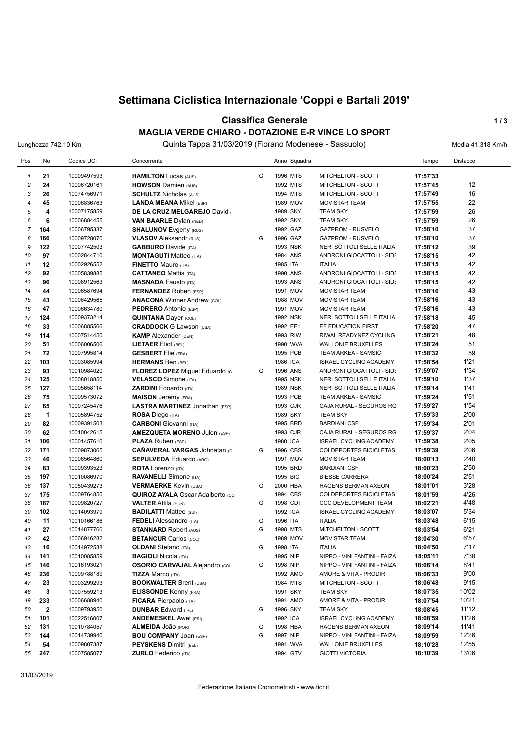# Settimana Ciclistica Internazionale 'Coppi e Bartali 2019'

## Classifica Generale

### MAGLIA VERDE CHIARO - DOTAZIONE E-R VINCE LO SPORT

Lunghezza 742,10 Km — Quinta Tappa 31/03/2019 (Fiorano Modenese - Sassuolo) — Media 41,318 Km/h

| Pos | No | Codice UCI | Concorrente | | Anno | Squadra | | Tempo | Distacco |
|---|---|---|---|---|---|---|---|---|---|
| 1 | 21 | 10009497593 | **HAMILTON** Lucas (AUS) | G | 1996 | MTS | MITCHELTON - SCOTT | **17:57'33** | |
| 2 | 24 | 10006720161 | **HOWSON** Damien (AUS) | | 1992 | MTS | MITCHELTON - SCOTT | **17:57'45** | 12 |
| 3 | 26 | 10074756971 | **SCHULTZ** Nicholas (AUS) | | 1994 | MTS | MITCHELTON - SCOTT | **17:57'49** | 16 |
| 4 | 45 | 10006836763 | **LANDA MEANA** Mikel (ESP) | | 1989 | MOV | MOVISTAR TEAM | **17:57'55** | 22 |
| 5 | 4 | 10007175859 | **DE LA CRUZ MELGAREJO** David ( | | 1989 | SKY | TEAM SKY | **17:57'59** | 26 |
| 6 | 6 | 10006884455 | **VAN BAARLE** Dylan (NED) | | 1992 | SKY | TEAM SKY | **17:57'59** | 26 |
| 7 | 164 | 10006795337 | **SHALUNOV** Evgeny (RUS) | | 1992 | GAZ | GAZPROM - RUSVELO | **17:58'10** | 37 |
| 8 | 166 | 10009728070 | **VLASOV** Aleksandr (RUS) | G | 1996 | GAZ | GAZPROM - RUSVELO | **17:58'10** | 37 |
| 9 | 122 | 10007742503 | **GABBURO** Davide (ITA) | | 1993 | NSK | NERI SOTTOLI SELLE ITALIA | **17:58'12** | 39 |
| 10 | 97 | 10002844710 | **MONTAGUTI** Matteo (ITA) | | 1984 | ANS | ANDRONI GIOCATTOLI - SIDE | **17:58'15** | 42 |
| 11 | 12 | 10002926552 | **FINETTO** Mauro (ITA) | | 1985 | ITA | ITALIA | **17:58'15** | 42 |
| 12 | 92 | 10005839885 | **CATTANEO** Mattia (ITA) | | 1990 | ANS | ANDRONI GIOCATTOLI - SIDE | **17:58'15** | 42 |
| 13 | 96 | 10008912563 | **MASNADA** Fausto (ITA) | | 1993 | ANS | ANDRONI GIOCATTOLI - SIDE | **17:58'15** | 42 |
| 14 | 44 | 10006587694 | **FERNANDEZ** Ruben (ESP) | | 1991 | MOV | MOVISTAR TEAM | **17:58'16** | 43 |
| 15 | 43 | 10006429565 | **ANACONA** Winner Andrew (COL) | | 1988 | MOV | MOVISTAR TEAM | **17:58'16** | 43 |
| 16 | 47 | 10006634780 | **PEDRERO** Antonio (ESP) | | 1991 | MOV | MOVISTAR TEAM | **17:58'16** | 43 |
| 17 | 124 | 10009373214 | **QUINTANA** Dayer (COL) | | 1992 | NSK | NERI SOTTOLI SELLE ITALIA | **17:58'18** | 45 |
| 18 | 33 | 10006885566 | **CRADDOCK** G Lawson (USA) | | 1992 | EF1 | EF EDUCATION FIRST | **17:58'20** | 47 |
| 19 | 114 | 10007514450 | **KAMP** Alexander (DEN) | | 1993 | RIW | RIWAL READYNEZ CYCLING | **17:58'21** | 48 |
| 20 | 51 | 10006006506 | **LIETAER** Eliot (BEL) | | 1990 | WVA | WALLONIE BRUXELLES | **17:58'24** | 51 |
| 21 | 72 | 10007995814 | **GESBERT** Elie (FRA) | | 1995 | PCB | TEAM ARKEA - SAMSIC | **17:58'32** | 59 |
| 22 | 103 | 10003085994 | **HERMANS** Ben (BEL) | | 1986 | ICA | ISRAEL CYCLING ACADEMY | **17:58'54** | 1'21 |
| 23 | 93 | 10010984020 | **FLOREZ LOPEZ** Miguel Eduardo (C | G | 1996 | ANS | ANDRONI GIOCATTOLI - SIDE | **17:59'07** | 1'34 |
| 24 | 125 | 10008018850 | **VELASCO** Simone (ITA) | | 1995 | NSK | NERI SOTTOLI SELLE ITALIA | **17:59'10** | 1'37 |
| 25 | 127 | 10005658114 | **ZARDINI** Edoardo (ITA) | | 1989 | NSK | NERI SOTTOLI SELLE ITALIA | **17:59'14** | 1'41 |
| 26 | 75 | 10009573072 | **MAISON** Jeremy (FRA) | | 1993 | PCB | TEAM ARKEA - SAMSIC | **17:59'24** | 1'51 |
| 27 | 65 | 10007245476 | **LASTRA MARTINEZ** Jonathan (ESP) | | 1993 | CJR | CAJA RURAL - SEGUROS RG | **17:59'27** | 1'54 |
| 28 | 1 | 10005894752 | **ROSA** Diego (ITA) | | 1989 | SKY | TEAM SKY | **17:59'33** | 2'00 |
| 29 | 82 | 10009391503 | **CARBONI** Giovanni (ITA) | | 1995 | BRD | BARDIANI CSF | **17:59'34** | 2'01 |
| 30 | 62 | 10010042615 | **AMEZQUETA MORENO** Julen (ESP) | | 1993 | CJR | CAJA RURAL - SEGUROS RG | **17:59'37** | 2'04 |
| 31 | 106 | 10001457610 | **PLAZA** Ruben (ESP) | | 1980 | ICA | ISRAEL CYCLING ACADEMY | **17:59'38** | 2'05 |
| 32 | 171 | 10009873065 | **CAÑAVERAL VARGAS** Johnatan (C | G | 1996 | CBS | COLDEPORTES BICICLETAS | **17:59'39** | 2'06 |
| 33 | 46 | 10006564860 | **SEPULVEDA** Eduardo (ARG) | | 1991 | MOV | MOVISTAR TEAM | **18:00'13** | 2'40 |
| 34 | 83 | 10009393523 | **ROTA** Lorenzo (ITA) | | 1995 | BRD | BARDIANI CSF | **18:00'23** | 2'50 |
| 35 | 197 | 10010086970 | **RAVANELLI** Simone (ITA) | | 1995 | BIC | BIESSE CARRERA | **18:00'24** | 2'51 |
| 36 | 137 | 10050439273 | **VERMAERKE** Kevin (USA) | G | 2000 | HBA | HAGENS BERMAN AXEON | **18:01'01** | 3'28 |
| 37 | 175 | 10009764850 | **QUIROZ AYALA** Oscar Adalberto (CO | | 1994 | CBS | COLDEPORTES BICICLETAS | **18:01'59** | 4'26 |
| 38 | 187 | 10009820727 | **VALTER** Attila (HUN) | G | 1998 | CDT | CCC DEVELOPMENT TEAM | **18:02'21** | 4'48 |
| 39 | 102 | 10014093979 | **BADILATTI** Matteo (SUI) | | 1992 | ICA | ISRAEL CYCLING ACADEMY | **18:03'07** | 5'34 |
| 40 | 11 | 10010166186 | **FEDELI** Alessandro (ITA) | G | 1996 | ITA | ITALIA | **18:03'48** | 6'15 |
| 41 | 27 | 10014877760 | **STANNARD** Robert (AUS) | G | 1998 | MTS | MITCHELTON - SCOTT | **18:03'54** | 6'21 |
| 42 | 42 | 10006916282 | **BETANCUR** Carlos (COL) | | 1989 | MOV | MOVISTAR TEAM | **18:04'30** | 6'57 |
| 43 | 16 | 10014972538 | **OLDANI** Stefano (ITA) | G | 1998 | ITA | ITALIA | **18:04'50** | 7'17 |
| 44 | 141 | 10010085859 | **BAGIOLI** Nicola (ITA) | | 1995 | NIP | NIPPO - VINI FANTINI - FAIZA | **18:05'11** | 7'38 |
| 45 | 146 | 10016193021 | **OSORIO CARVAJAL** Alejandro (COL | G | 1998 | NIP | NIPPO - VINI FANTINI - FAIZA | **18:06'14** | 8'41 |
| 46 | 236 | 10009788189 | **TIZZA** Marco (ITA) | | 1992 | AMO | AMORE & VITA - PRODIR | **18:06'33** | 9'00 |
| 47 | 23 | 10003299293 | **BOOKWALTER** Brent (USA) | | 1984 | MTS | MITCHELTON - SCOTT | **18:06'48** | 9'15 |
| 48 | 3 | 10007559213 | **ELISSONDE** Kenny (FRA) | | 1991 | SKY | TEAM SKY | **18:07'35** | 10'02 |
| 49 | 233 | 10006688940 | **FICARA** Pierpaolo (ITA) | | 1991 | AMO | AMORE & VITA - PRODIR | **18:07'54** | 10'21 |
| 50 | 2 | 10009793950 | **DUNBAR** Edward (IRL) | G | 1996 | SKY | TEAM SKY | **18:08'45** | 11'12 |
| 51 | 101 | 10022516007 | **ANDEMESKEL** Awet (ERI) | | 1992 | ICA | ISRAEL CYCLING ACADEMY | **18:08'59** | 11'26 |
| 52 | 131 | 10010784057 | **ALMEIDA** João (POR) | G | 1998 | HBA | HAGENS BERMAN AXEON | **18:09'14** | 11'41 |
| 53 | 144 | 10014739940 | **BOU COMPANY** Joan (ESP) | G | 1997 | NIP | NIPPO - VINI FANTINI - FAIZA | **18:09'59** | 12'26 |
| 54 | 54 | 10009807387 | **PEYSKENS** Dimitri (BEL) | | 1991 | WVA | WALLONIE BRUXELLES | **18:10'28** | 12'55 |
| 55 | 247 | 10007585077 | **ZURLO** Federico (ITA) | | 1994 | GTV | GIOTTI VICTORIA | **18:10'39** | 13'06 |

31/03/2019

Federazione Italiana Cronometristi - www.ficr.it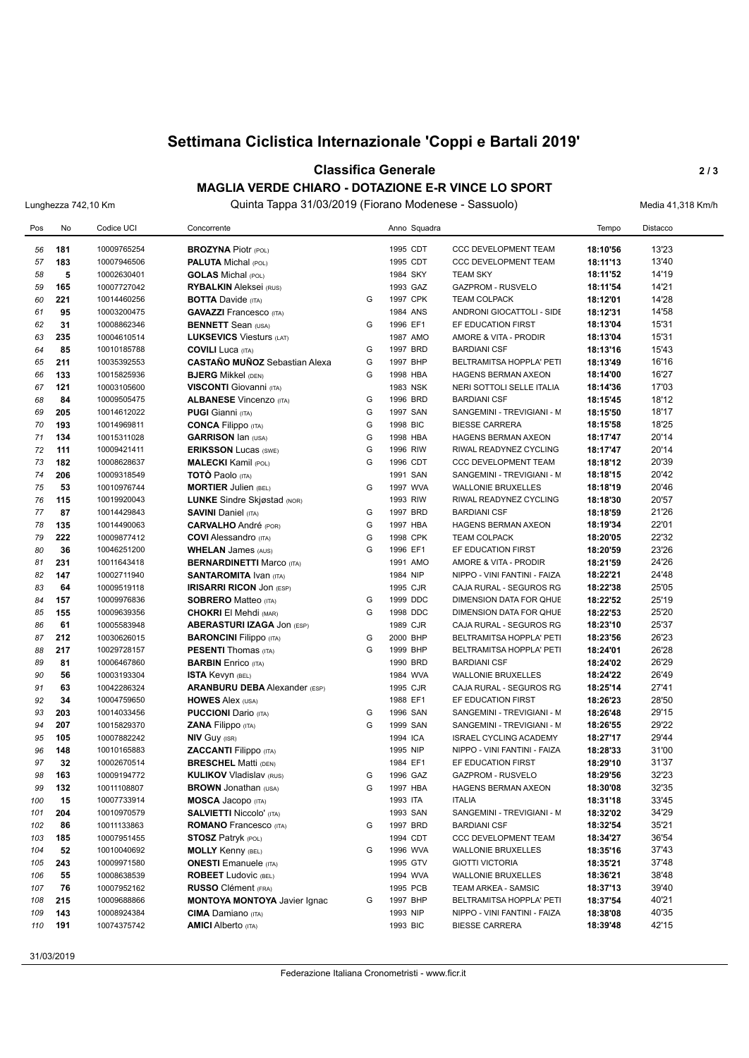# Settimana Ciclistica Internazionale 'Coppi e Bartali 2019'

## Classifica Generale

### MAGLIA VERDE CHIARO - DOTAZIONE E-R VINCE LO SPORT

Lunghezza 742,10 Km | Quinta Tappa 31/03/2019 (Fiorano Modenese - Sassuolo) | Media 41,318 Km/h

| Pos | No | Codice UCI | Concorrente | | Anno | Squadra | | Tempo | Distacco |
|---|---|---|---|---|---|---|---|---|---|
| 56 | 181 | 10009765254 | **BROZYNA** Piotr (POL) | | 1995 | CDT | CCC DEVELOPMENT TEAM | **18:10'56** | 13'23 |
| 57 | 183 | 10007946506 | **PALUTA** Michal (POL) | | 1995 | CDT | CCC DEVELOPMENT TEAM | **18:11'13** | 13'40 |
| 58 | 5 | 10002630401 | **GOLAS** Michal (POL) | | 1984 | SKY | TEAM SKY | **18:11'52** | 14'19 |
| 59 | 165 | 10007727042 | **RYBALKIN** Aleksei (RUS) | | 1993 | GAZ | GAZPROM - RUSVELO | **18:11'54** | 14'21 |
| 60 | 221 | 10014460256 | **BOTTA** Davide (ITA) | G | 1997 | CPK | TEAM COLPACK | **18:12'01** | 14'28 |
| 61 | 95 | 10003200475 | **GAVAZZI** Francesco (ITA) | | 1984 | ANS | ANDRONI GIOCATTOLI - SIDE | **18:12'31** | 14'58 |
| 62 | 31 | 10008862346 | **BENNETT** Sean (USA) | G | 1996 | EF1 | EF EDUCATION FIRST | **18:13'04** | 15'31 |
| 63 | 235 | 10004610514 | **LUKSEVICS** Viesturs (LAT) | | 1987 | AMO | AMORE & VITA - PRODIR | **18:13'04** | 15'31 |
| 64 | 85 | 10010185788 | **COVILI** Luca (ITA) | G | 1997 | BRD | BARDIANI CSF | **18:13'16** | 15'43 |
| 65 | 211 | 10035392553 | **CASTAÑO MUÑOZ** Sebastian Alexa | G | 1997 | BHP | BELTRAMITSA HOPPLA' PETI | **18:13'49** | 16'16 |
| 66 | 133 | 10015825936 | **BJERG** Mikkel (DEN) | G | 1998 | HBA | HAGENS BERMAN AXEON | **18:14'00** | 16'27 |
| 67 | 121 | 10003105600 | **VISCONTI** Giovanni (ITA) | | 1983 | NSK | NERI SOTTOLI SELLE ITALIA | **18:14'36** | 17'03 |
| 68 | 84 | 10009505475 | **ALBANESE** Vincenzo (ITA) | G | 1996 | BRD | BARDIANI CSF | **18:15'45** | 18'12 |
| 69 | 205 | 10014612022 | **PUGI** Gianni (ITA) | G | 1997 | SAN | SANGEMINI - TREVIGIANI - M | **18:15'50** | 18'17 |
| 70 | 193 | 10014969811 | **CONCA** Filippo (ITA) | G | 1998 | BIC | BIESSE CARRERA | **18:15'58** | 18'25 |
| 71 | 134 | 10015311028 | **GARRISON** Ian (USA) | G | 1998 | HBA | HAGENS BERMAN AXEON | **18:17'47** | 20'14 |
| 72 | 111 | 10009421411 | **ERIKSSON** Lucas (SWE) | G | 1996 | RIW | RIWAL READYNEZ CYCLING | **18:17'47** | 20'14 |
| 73 | 182 | 10008628637 | **MALECKI** Kamil (POL) | G | 1996 | CDT | CCC DEVELOPMENT TEAM | **18:18'12** | 20'39 |
| 74 | 206 | 10009318549 | **TOTÒ** Paolo (ITA) | | 1991 | SAN | SANGEMINI - TREVIGIANI - M | **18:18'15** | 20'42 |
| 75 | 53 | 10010976744 | **MORTIER** Julien (BEL) | G | 1997 | WVA | WALLONIE BRUXELLES | **18:18'19** | 20'46 |
| 76 | 115 | 10019920043 | **LUNKE** Sindre Skjøstad (NOR) | | 1993 | RIW | RIWAL READYNEZ CYCLING | **18:18'30** | 20'57 |
| 77 | 87 | 10014429843 | **SAVINI** Daniel (ITA) | G | 1997 | BRD | BARDIANI CSF | **18:18'59** | 21'26 |
| 78 | 135 | 10014490063 | **CARVALHO** André (POR) | G | 1997 | HBA | HAGENS BERMAN AXEON | **18:19'34** | 22'01 |
| 79 | 222 | 10009877412 | **COVI** Alessandro (ITA) | G | 1998 | CPK | TEAM COLPACK | **18:20'05** | 22'32 |
| 80 | 36 | 10046251200 | **WHELAN** James (AUS) | G | 1996 | EF1 | EF EDUCATION FIRST | **18:20'59** | 23'26 |
| 81 | 231 | 10011643418 | **BERNARDINETTI** Marco (ITA) | | 1991 | AMO | AMORE & VITA - PRODIR | **18:21'59** | 24'26 |
| 82 | 147 | 10002711940 | **SANTAROMITA** Ivan (ITA) | | 1984 | NIP | NIPPO - VINI FANTINI - FAIZA | **18:22'21** | 24'48 |
| 83 | 64 | 10009519118 | **IRISARRI RICON** Jon (ESP) | | 1995 | CJR | CAJA RURAL - SEGUROS RG | **18:22'38** | 25'05 |
| 84 | 157 | 10009976836 | **SOBRERO** Matteo (ITA) | G | 1999 | DDC | DIMENSION DATA FOR QHUE | **18:22'52** | 25'19 |
| 85 | 155 | 10009639356 | **CHOKRI** El Mehdi (MAR) | G | 1998 | DDC | DIMENSION DATA FOR QHUE | **18:22'53** | 25'20 |
| 86 | 61 | 10005583948 | **ABERASTURI IZAGA** Jon (ESP) | | 1989 | CJR | CAJA RURAL - SEGUROS RG | **18:23'10** | 25'37 |
| 87 | 212 | 10030626015 | **BARONCINI** Filippo (ITA) | G | 2000 | BHP | BELTRAMITSA HOPPLA' PETI | **18:23'56** | 26'23 |
| 88 | 217 | 10029728157 | **PESENTI** Thomas (ITA) | G | 1999 | BHP | BELTRAMITSA HOPPLA' PETI | **18:24'01** | 26'28 |
| 89 | 81 | 10006467860 | **BARBIN** Enrico (ITA) | | 1990 | BRD | BARDIANI CSF | **18:24'02** | 26'29 |
| 90 | 56 | 10003193304 | **ISTA** Kevyn (BEL) | | 1984 | WVA | WALLONIE BRUXELLES | **18:24'22** | 26'49 |
| 91 | 63 | 10042286324 | **ARANBURU DEBA** Alexander (ESP) | | 1995 | CJR | CAJA RURAL - SEGUROS RG | **18:25'14** | 27'41 |
| 92 | 34 | 10004759650 | **HOWES** Alex (USA) | | 1988 | EF1 | EF EDUCATION FIRST | **18:26'23** | 28'50 |
| 93 | 203 | 10014033456 | **PUCCIONI** Dario (ITA) | G | 1996 | SAN | SANGEMINI - TREVIGIANI - M | **18:26'48** | 29'15 |
| 94 | 207 | 10015829370 | **ZANA** Filippo (ITA) | G | 1999 | SAN | SANGEMINI - TREVIGIANI - M | **18:26'55** | 29'22 |
| 95 | 105 | 10007882242 | **NIV** Guy (ISR) | | 1994 | ICA | ISRAEL CYCLING ACADEMY | **18:27'17** | 29'44 |
| 96 | 148 | 10010165883 | **ZACCANTI** Filippo (ITA) | | 1995 | NIP | NIPPO - VINI FANTINI - FAIZA | **18:28'33** | 31'00 |
| 97 | 32 | 10002670514 | **BRESCHEL** Matti (DEN) | | 1984 | EF1 | EF EDUCATION FIRST | **18:29'10** | 31'37 |
| 98 | 163 | 10009194772 | **KULIKOV** Vladislav (RUS) | G | 1996 | GAZ | GAZPROM - RUSVELO | **18:29'56** | 32'23 |
| 99 | 132 | 10011108807 | **BROWN** Jonathan (USA) | G | 1997 | HBA | HAGENS BERMAN AXEON | **18:30'08** | 32'35 |
| 100 | 15 | 10007733914 | **MOSCA** Jacopo (ITA) | | 1993 | ITA | ITALIA | **18:31'18** | 33'45 |
| 101 | 204 | 10010970579 | **SALVIETTI** Niccolo' (ITA) | | 1993 | SAN | SANGEMINI - TREVIGIANI - M | **18:32'02** | 34'29 |
| 102 | 86 | 10011133863 | **ROMANO** Francesco (ITA) | G | 1997 | BRD | BARDIANI CSF | **18:32'54** | 35'21 |
| 103 | 185 | 10007951455 | **STOSZ** Patryk (POL) | | 1994 | CDT | CCC DEVELOPMENT TEAM | **18:34'27** | 36'54 |
| 104 | 52 | 10010040692 | **MOLLY** Kenny (BEL) | G | 1996 | WVA | WALLONIE BRUXELLES | **18:35'16** | 37'43 |
| 105 | 243 | 10009971580 | **ONESTI** Emanuele (ITA) | | 1995 | GTV | GIOTTI VICTORIA | **18:35'21** | 37'48 |
| 106 | 55 | 10008638539 | **ROBEET** Ludovic (BEL) | | 1994 | WVA | WALLONIE BRUXELLES | **18:36'21** | 38'48 |
| 107 | 76 | 10007952162 | **RUSSO** Clément (FRA) | | 1995 | PCB | TEAM ARKEA - SAMSIC | **18:37'13** | 39'40 |
| 108 | 215 | 10009688866 | **MONTOYA MONTOYA** Javier Ignac | G | 1997 | BHP | BELTRAMITSA HOPPLA' PETI | **18:37'54** | 40'21 |
| 109 | 143 | 10008924384 | **CIMA** Damiano (ITA) | | 1993 | NIP | NIPPO - VINI FANTINI - FAIZA | **18:38'08** | 40'35 |
| 110 | 191 | 10074375742 | **AMICI** Alberto (ITA) | | 1993 | BIC | BIESSE CARRERA | **18:39'48** | 42'15 |

31/03/2019

Federazione Italiana Cronometristi - www.ficr.it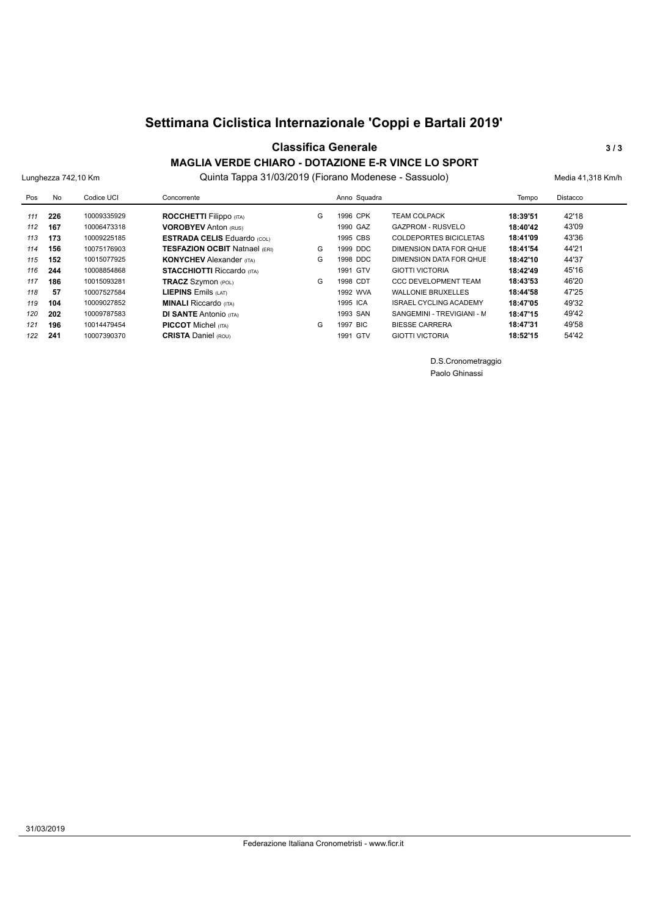# Settimana Ciclistica Internazionale 'Coppi e Bartali 2019'

## Classifica Generale

### MAGLIA VERDE CHIARO - DOTAZIONE E-R VINCE LO SPORT

Lunghezza 742,10 Km — Quinta Tappa 31/03/2019 (Fiorano Modenese - Sassuolo) — Media 41,318 Km/h

| Pos | No | Codice UCI | Concorrente | | Anno | Squadra | | Tempo | Distacco |
|---|---|---|---|---|---|---|---|---|---|
| 111 | **226** | 10009335929 | **ROCCHETTI** Filippo (ITA) | G | 1996 | CPK | TEAM COLPACK | **18:39'51** | 42'18 |
| 112 | **167** | 10006473318 | **VOROBYEV** Anton (RUS) | | 1990 | GAZ | GAZPROM - RUSVELO | **18:40'42** | 43'09 |
| 113 | **173** | 10009225185 | **ESTRADA CELIS** Eduardo (COL) | | 1995 | CBS | COLDEPORTES BICICLETAS | **18:41'09** | 43'36 |
| 114 | **156** | 10075176903 | **TESFAZION OCBIT** Natnael (ERI) | G | 1999 | DDC | DIMENSION DATA FOR QHUE | **18:41'54** | 44'21 |
| 115 | **152** | 10015077925 | **KONYCHEV** Alexander (ITA) | G | 1998 | DDC | DIMENSION DATA FOR QHUE | **18:42'10** | 44'37 |
| 116 | **244** | 10008854868 | **STACCHIOTTI** Riccardo (ITA) | | 1991 | GTV | GIOTTI VICTORIA | **18:42'49** | 45'16 |
| 117 | **186** | 10015093281 | **TRACZ** Szymon (POL) | G | 1998 | CDT | CCC DEVELOPMENT TEAM | **18:43'53** | 46'20 |
| 118 | **57** | 10007527584 | **LIEPINS** Emils (LAT) | | 1992 | WVA | WALLONIE BRUXELLES | **18:44'58** | 47'25 |
| 119 | **104** | 10009027852 | **MINALI** Riccardo (ITA) | | 1995 | ICA | ISRAEL CYCLING ACADEMY | **18:47'05** | 49'32 |
| 120 | **202** | 10009787583 | **DI SANTE** Antonio (ITA) | | 1993 | SAN | SANGEMINI - TREVIGIANI - M | **18:47'15** | 49'42 |
| 121 | **196** | 10014479454 | **PICCOT** Michel (ITA) | G | 1997 | BIC | BIESSE CARRERA | **18:47'31** | 49'58 |
| 122 | **241** | 10007390370 | **CRISTA** Daniel (ROU) | | 1991 | GTV | GIOTTI VICTORIA | **18:52'15** | 54'42 |

D.S.Cronometraggio
Paolo Ghinassi

31/03/2019

Federazione Italiana Cronometristi - www.ficr.it